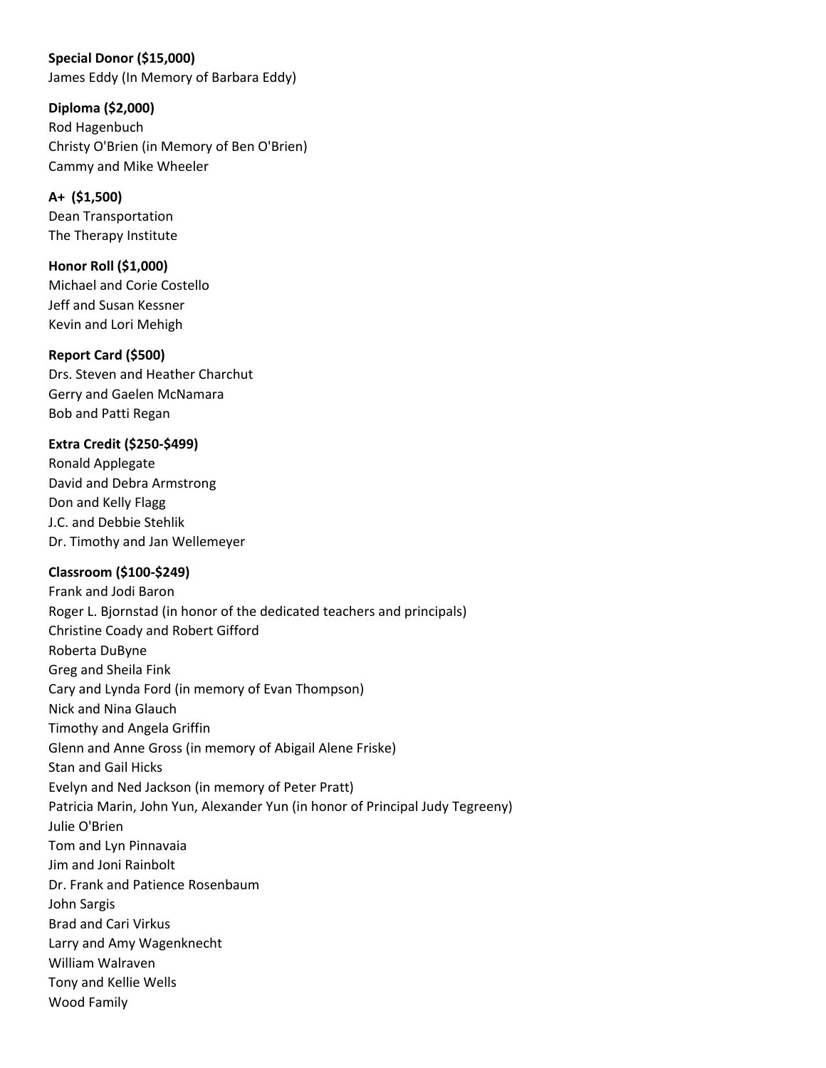**Special Donor ($15,000)**
James Eddy (In Memory of Barbara Eddy)

**Diploma ($2,000)**
Rod Hagenbuch
Christy O'Brien (in Memory of Ben O'Brien)
Cammy and Mike Wheeler

**A+ ($1,500)**
Dean Transportation
The Therapy Institute

**Honor Roll ($1,000)**
Michael and Corie Costello
Jeff and Susan Kessner
Kevin and Lori Mehigh

**Report Card ($500)**
Drs. Steven and Heather Charchut
Gerry and Gaelen McNamara
Bob and Patti Regan

**Extra Credit ($250-$499)**
Ronald Applegate
David and Debra Armstrong
Don and Kelly Flagg
J.C. and Debbie Stehlik
Dr. Timothy and Jan Wellemeyer

**Classroom ($100-$249)**
Frank and Jodi Baron
Roger L. Bjornstad (in honor of the dedicated teachers and principals)
Christine Coady and Robert Gifford
Roberta DuByne
Greg and Sheila Fink
Cary and Lynda Ford (in memory of Evan Thompson)
Nick and Nina Glauch
Timothy and Angela Griffin
Glenn and Anne Gross (in memory of Abigail Alene Friske)
Stan and Gail Hicks
Evelyn and Ned Jackson (in memory of Peter Pratt)
Patricia Marin, John Yun, Alexander Yun (in honor of Principal Judy Tegreeny)
Julie O'Brien
Tom and Lyn Pinnavaia
Jim and Joni Rainbolt
Dr. Frank and Patience Rosenbaum
John Sargis
Brad and Cari Virkus
Larry and Amy Wagenknecht
William Walraven
Tony and Kellie Wells
Wood Family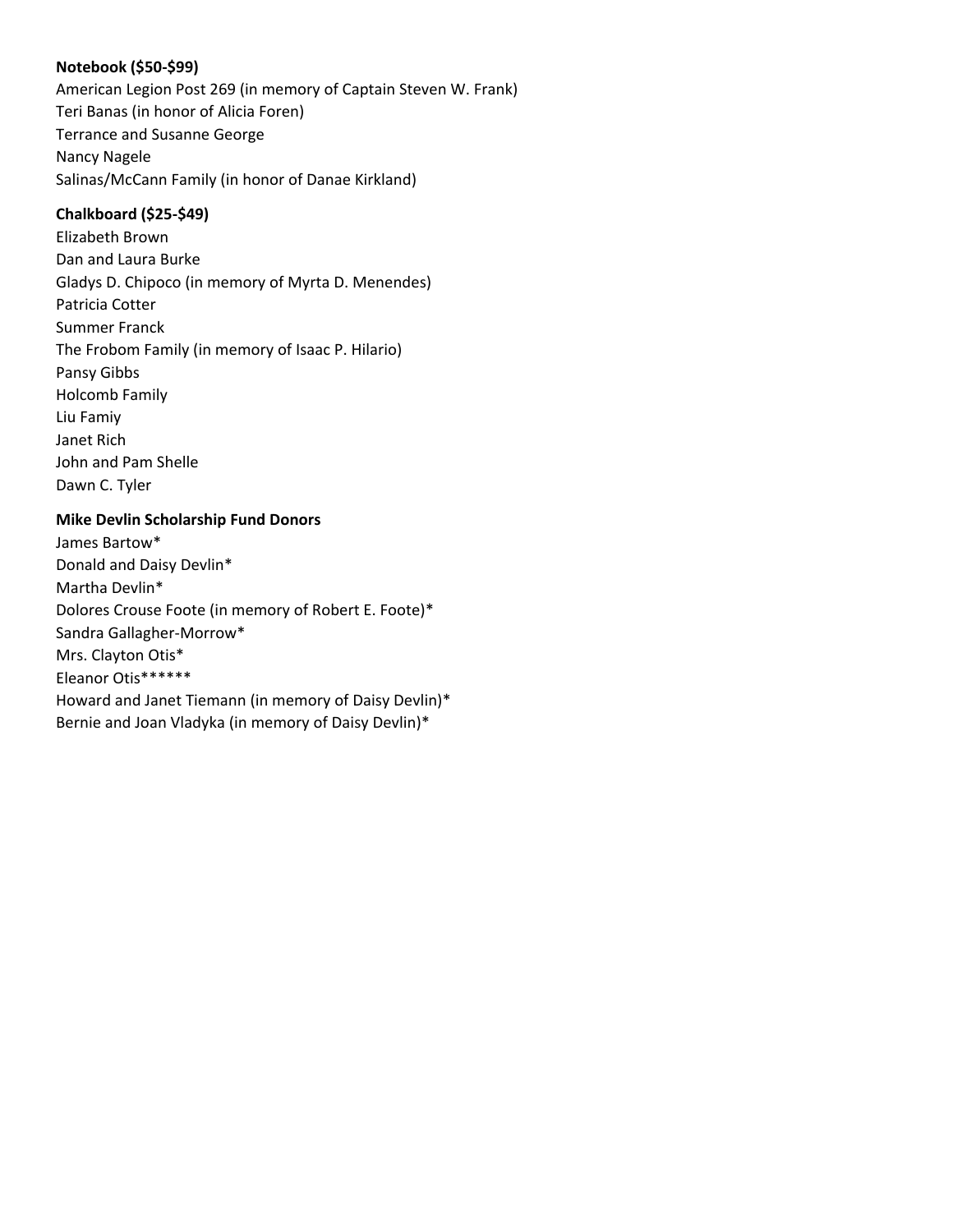**Notebook ($50-$99)**

American Legion Post 269 (in memory of Captain Steven W. Frank)
Teri Banas (in honor of Alicia Foren)
Terrance and Susanne George
Nancy Nagele
Salinas/McCann Family (in honor of Danae Kirkland)

**Chalkboard ($25-$49)**

Elizabeth Brown
Dan and Laura Burke
Gladys D. Chipoco (in memory of Myrta D. Menendes)
Patricia Cotter
Summer Franck
The Frobom Family (in memory of Isaac P. Hilario)
Pansy Gibbs
Holcomb Family
Liu Famiy
Janet Rich
John and Pam Shelle
Dawn C. Tyler

**Mike Devlin Scholarship Fund Donors**

James Bartow*
Donald and Daisy Devlin*
Martha Devlin*
Dolores Crouse Foote (in memory of Robert E. Foote)*
Sandra Gallagher-Morrow*
Mrs. Clayton Otis*
Eleanor Otis******
Howard and Janet Tiemann (in memory of Daisy Devlin)*
Bernie and Joan Vladyka (in memory of Daisy Devlin)*